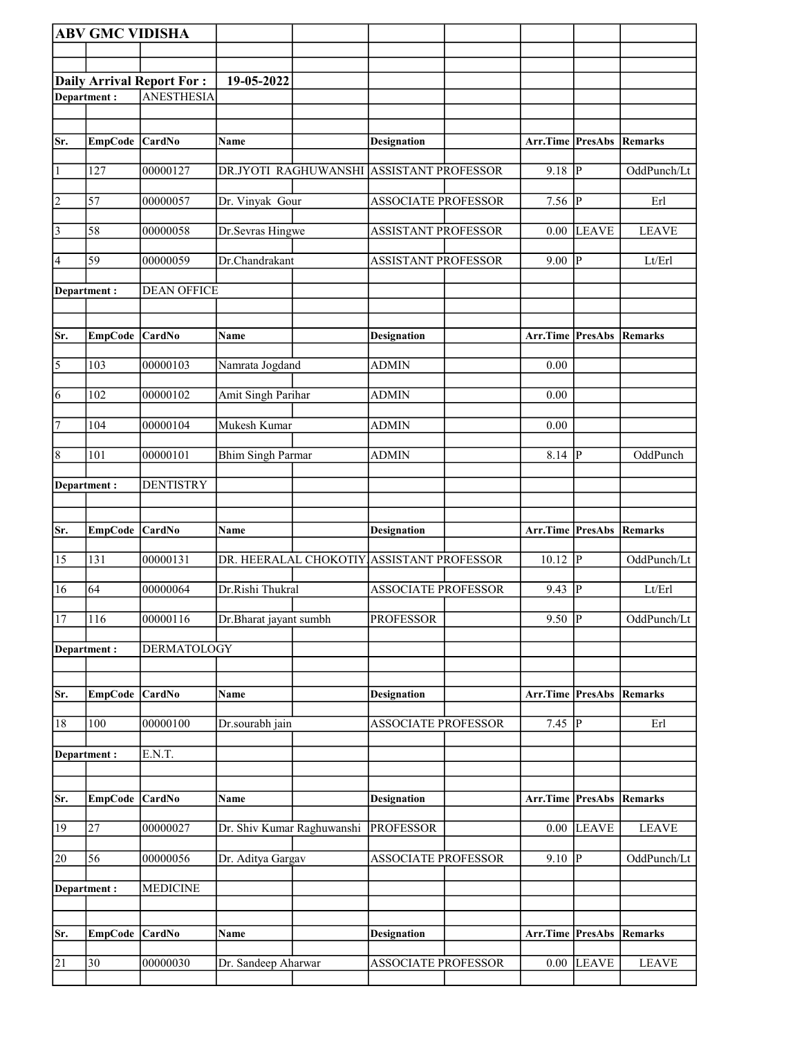**ABV GMC VIDISHA**

**Daily Arrival Report For :** **19-05-2022**

**Department :** ANESTHESIA

| Sr. | EmpCode | CardNo | Name | Designation | Arr.Time | PresAbs | Remarks |
|---|---|---|---|---|---|---|---|
| 1 | 127 | 00000127 | DR.JYOTI RAGHUWANSHI | ASSISTANT PROFESSOR | 9.18 | P | OddPunch/Lt |
| 2 | 57 | 00000057 | Dr. Vinyak Gour | ASSOCIATE PROFESSOR | 7.56 | P | Erl |
| 3 | 58 | 00000058 | Dr.Sevras Hingwe | ASSISTANT PROFESSOR | 0.00 | LEAVE | LEAVE |
| 4 | 59 | 00000059 | Dr.Chandrakant | ASSISTANT PROFESSOR | 9.00 | P | Lt/Erl |

**Department :** DEAN OFFICE

| Sr. | EmpCode | CardNo | Name | Designation | Arr.Time | PresAbs | Remarks |
|---|---|---|---|---|---|---|---|
| 5 | 103 | 00000103 | Namrata Jogdand | ADMIN | 0.00 | | |
| 6 | 102 | 00000102 | Amit Singh Parihar | ADMIN | 0.00 | | |
| 7 | 104 | 00000104 | Mukesh Kumar | ADMIN | 0.00 | | |
| 8 | 101 | 00000101 | Bhim Singh Parmar | ADMIN | 8.14 | P | OddPunch |

**Department :** DENTISTRY

| Sr. | EmpCode | CardNo | Name | Designation | Arr.Time | PresAbs | Remarks |
|---|---|---|---|---|---|---|---|
| 15 | 131 | 00000131 | DR. HEERALAL CHOKOTIY | ASSISTANT PROFESSOR | 10.12 | P | OddPunch/Lt |
| 16 | 64 | 00000064 | Dr.Rishi Thukral | ASSOCIATE PROFESSOR | 9.43 | P | Lt/Erl |
| 17 | 116 | 00000116 | Dr.Bharat jayant sumbh | PROFESSOR | 9.50 | P | OddPunch/Lt |

**Department :** DERMATOLOGY

| Sr. | EmpCode | CardNo | Name | Designation | Arr.Time | PresAbs | Remarks |
|---|---|---|---|---|---|---|---|
| 18 | 100 | 00000100 | Dr.sourabh jain | ASSOCIATE PROFESSOR | 7.45 | P | Erl |

**Department :** E.N.T.

| Sr. | EmpCode | CardNo | Name | Designation | Arr.Time | PresAbs | Remarks |
|---|---|---|---|---|---|---|---|
| 19 | 27 | 00000027 | Dr. Shiv Kumar Raghuwanshi | PROFESSOR | 0.00 | LEAVE | LEAVE |
| 20 | 56 | 00000056 | Dr. Aditya Gargav | ASSOCIATE PROFESSOR | 9.10 | P | OddPunch/Lt |

**Department :** MEDICINE

| Sr. | EmpCode | CardNo | Name | Designation | Arr.Time | PresAbs | Remarks |
|---|---|---|---|---|---|---|---|
| 21 | 30 | 00000030 | Dr. Sandeep Aharwar | ASSOCIATE PROFESSOR | 0.00 | LEAVE | LEAVE |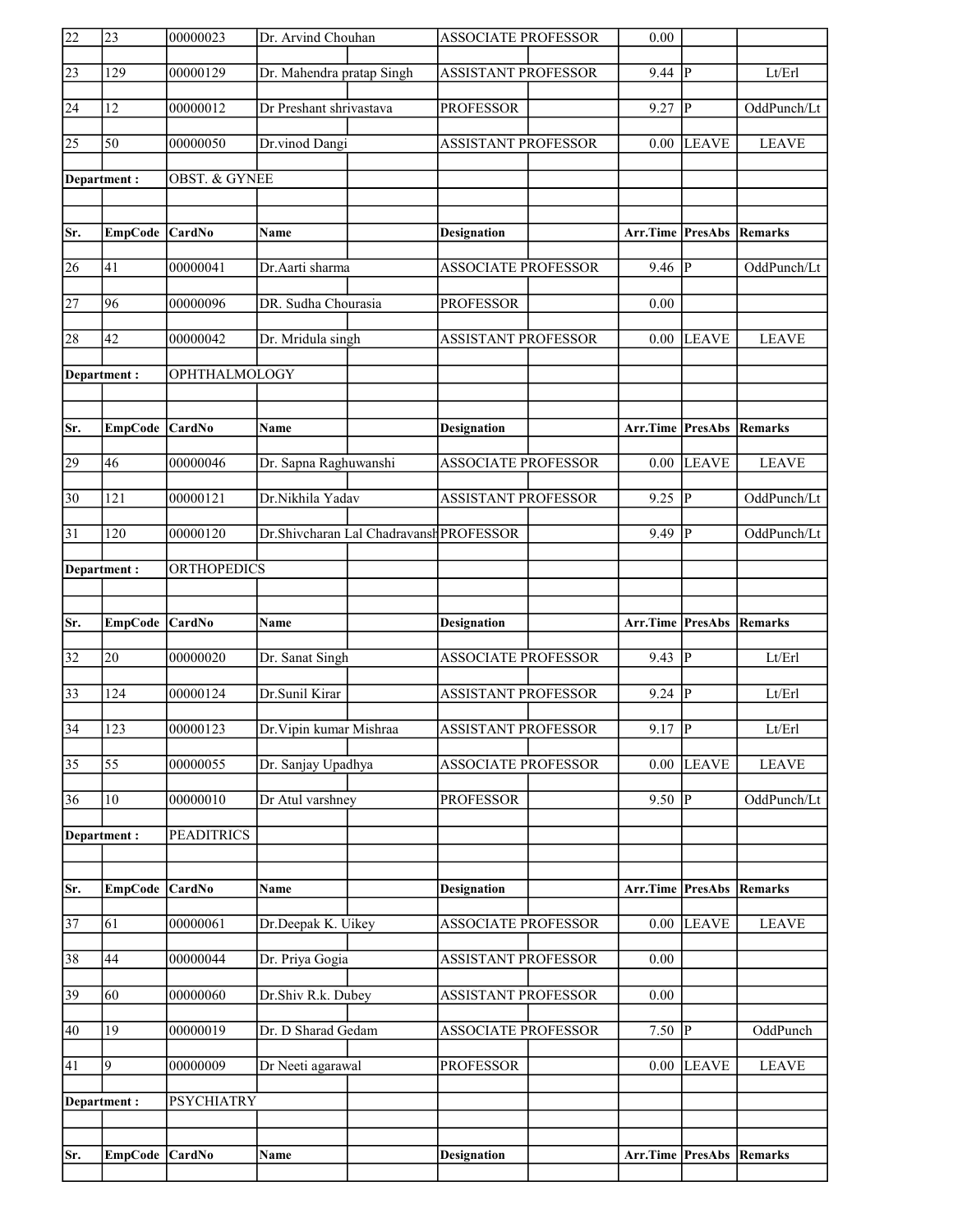| Sr. | EmpCode | CardNo | Name | Designation | Arr.Time | PresAbs | Remarks |
|---|---|---|---|---|---|---|---|
| 22 | 23 | 00000023 | Dr. Arvind Chouhan | ASSOCIATE PROFESSOR | 0.00 | | |
| 23 | 129 | 00000129 | Dr. Mahendra pratap Singh | ASSISTANT PROFESSOR | 9.44 | P | Lt/Erl |
| 24 | 12 | 00000012 | Dr Preshant shrivastava | PROFESSOR | 9.27 | P | OddPunch/Lt |
| 25 | 50 | 00000050 | Dr.vinod Dangi | ASSISTANT PROFESSOR | 0.00 | LEAVE | LEAVE |
| **Department :** | | OBST. & GYNEE | | | | | |
| **Sr.** | **EmpCode** | **CardNo** | **Name** | **Designation** | **Arr.Time** | **PresAbs** | **Remarks** |
| 26 | 41 | 00000041 | Dr.Aarti sharma | ASSOCIATE PROFESSOR | 9.46 | P | OddPunch/Lt |
| 27 | 96 | 00000096 | DR. Sudha Chourasia | PROFESSOR | 0.00 | | |
| 28 | 42 | 00000042 | Dr. Mridula singh | ASSISTANT PROFESSOR | 0.00 | LEAVE | LEAVE |
| **Department :** | | OPHTHALMOLOGY | | | | | |
| **Sr.** | **EmpCode** | **CardNo** | **Name** | **Designation** | **Arr.Time** | **PresAbs** | **Remarks** |
| 29 | 46 | 00000046 | Dr. Sapna Raghuwanshi | ASSOCIATE PROFESSOR | 0.00 | LEAVE | LEAVE |
| 30 | 121 | 00000121 | Dr.Nikhila Yadav | ASSISTANT PROFESSOR | 9.25 | P | OddPunch/Lt |
| 31 | 120 | 00000120 | Dr.Shivcharan Lal Chadravansh | PROFESSOR | 9.49 | P | OddPunch/Lt |
| **Department :** | | ORTHOPEDICS | | | | | |
| **Sr.** | **EmpCode** | **CardNo** | **Name** | **Designation** | **Arr.Time** | **PresAbs** | **Remarks** |
| 32 | 20 | 00000020 | Dr. Sanat Singh | ASSOCIATE PROFESSOR | 9.43 | P | Lt/Erl |
| 33 | 124 | 00000124 | Dr.Sunil Kirar | ASSISTANT PROFESSOR | 9.24 | P | Lt/Erl |
| 34 | 123 | 00000123 | Dr.Vipin kumar Mishraa | ASSISTANT PROFESSOR | 9.17 | P | Lt/Erl |
| 35 | 55 | 00000055 | Dr. Sanjay Upadhya | ASSOCIATE PROFESSOR | 0.00 | LEAVE | LEAVE |
| 36 | 10 | 00000010 | Dr Atul varshney | PROFESSOR | 9.50 | P | OddPunch/Lt |
| **Department :** | | PEADITRICS | | | | | |
| **Sr.** | **EmpCode** | **CardNo** | **Name** | **Designation** | **Arr.Time** | **PresAbs** | **Remarks** |
| 37 | 61 | 00000061 | Dr.Deepak K. Uikey | ASSOCIATE PROFESSOR | 0.00 | LEAVE | LEAVE |
| 38 | 44 | 00000044 | Dr. Priya Gogia | ASSISTANT PROFESSOR | 0.00 | | |
| 39 | 60 | 00000060 | Dr.Shiv R.k. Dubey | ASSISTANT PROFESSOR | 0.00 | | |
| 40 | 19 | 00000019 | Dr. D Sharad Gedam | ASSOCIATE PROFESSOR | 7.50 | P | OddPunch |
| 41 | 9 | 00000009 | Dr Neeti agarawal | PROFESSOR | 0.00 | LEAVE | LEAVE |
| **Department :** | | PSYCHIATRY | | | | | |
| **Sr.** | **EmpCode** | **CardNo** | **Name** | **Designation** | **Arr.Time** | **PresAbs** | **Remarks** |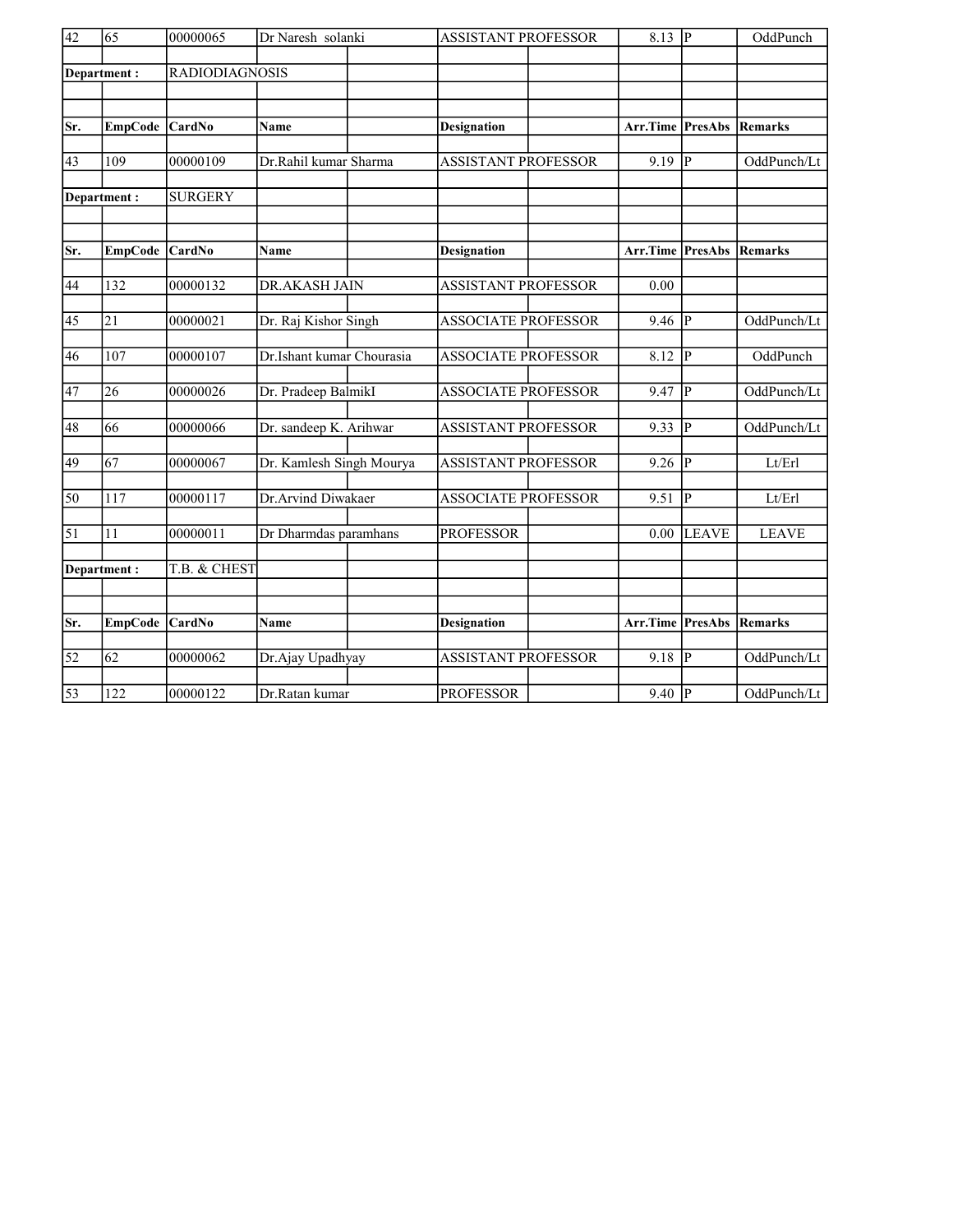| Sr. | EmpCode | CardNo | Name | Designation | Arr.Time | PresAbs | Remarks |
|---|---|---|---|---|---|---|---|
| 42 | 65 | 00000065 | Dr Naresh solanki | ASSISTANT PROFESSOR | 8.13 | P | OddPunch |

**Department :** RADIODIAGNOSIS

| Sr. | EmpCode | CardNo | Name | Designation | Arr.Time | PresAbs | Remarks |
|---|---|---|---|---|---|---|---|
| 43 | 109 | 00000109 | Dr.Rahil kumar Sharma | ASSISTANT PROFESSOR | 9.19 | P | OddPunch/Lt |

**Department :** SURGERY

| Sr. | EmpCode | CardNo | Name | Designation | Arr.Time | PresAbs | Remarks |
|---|---|---|---|---|---|---|---|
| 44 | 132 | 00000132 | DR.AKASH JAIN | ASSISTANT PROFESSOR | 0.00 | | |
| 45 | 21 | 00000021 | Dr. Raj Kishor Singh | ASSOCIATE PROFESSOR | 9.46 | P | OddPunch/Lt |
| 46 | 107 | 00000107 | Dr.Ishant kumar Chourasia | ASSOCIATE PROFESSOR | 8.12 | P | OddPunch |
| 47 | 26 | 00000026 | Dr. Pradeep BalmikI | ASSOCIATE PROFESSOR | 9.47 | P | OddPunch/Lt |
| 48 | 66 | 00000066 | Dr. sandeep K. Arihwar | ASSISTANT PROFESSOR | 9.33 | P | OddPunch/Lt |
| 49 | 67 | 00000067 | Dr. Kamlesh Singh Mourya | ASSISTANT PROFESSOR | 9.26 | P | Lt/Erl |
| 50 | 117 | 00000117 | Dr.Arvind Diwakaer | ASSOCIATE PROFESSOR | 9.51 | P | Lt/Erl |
| 51 | 11 | 00000011 | Dr Dharmdas paramhans | PROFESSOR | 0.00 | LEAVE | LEAVE |

**Department :** T.B. & CHEST

| Sr. | EmpCode | CardNo | Name | Designation | Arr.Time | PresAbs | Remarks |
|---|---|---|---|---|---|---|---|
| 52 | 62 | 00000062 | Dr.Ajay Upadhyay | ASSISTANT PROFESSOR | 9.18 | P | OddPunch/Lt |
| 53 | 122 | 00000122 | Dr.Ratan kumar | PROFESSOR | 9.40 | P | OddPunch/Lt |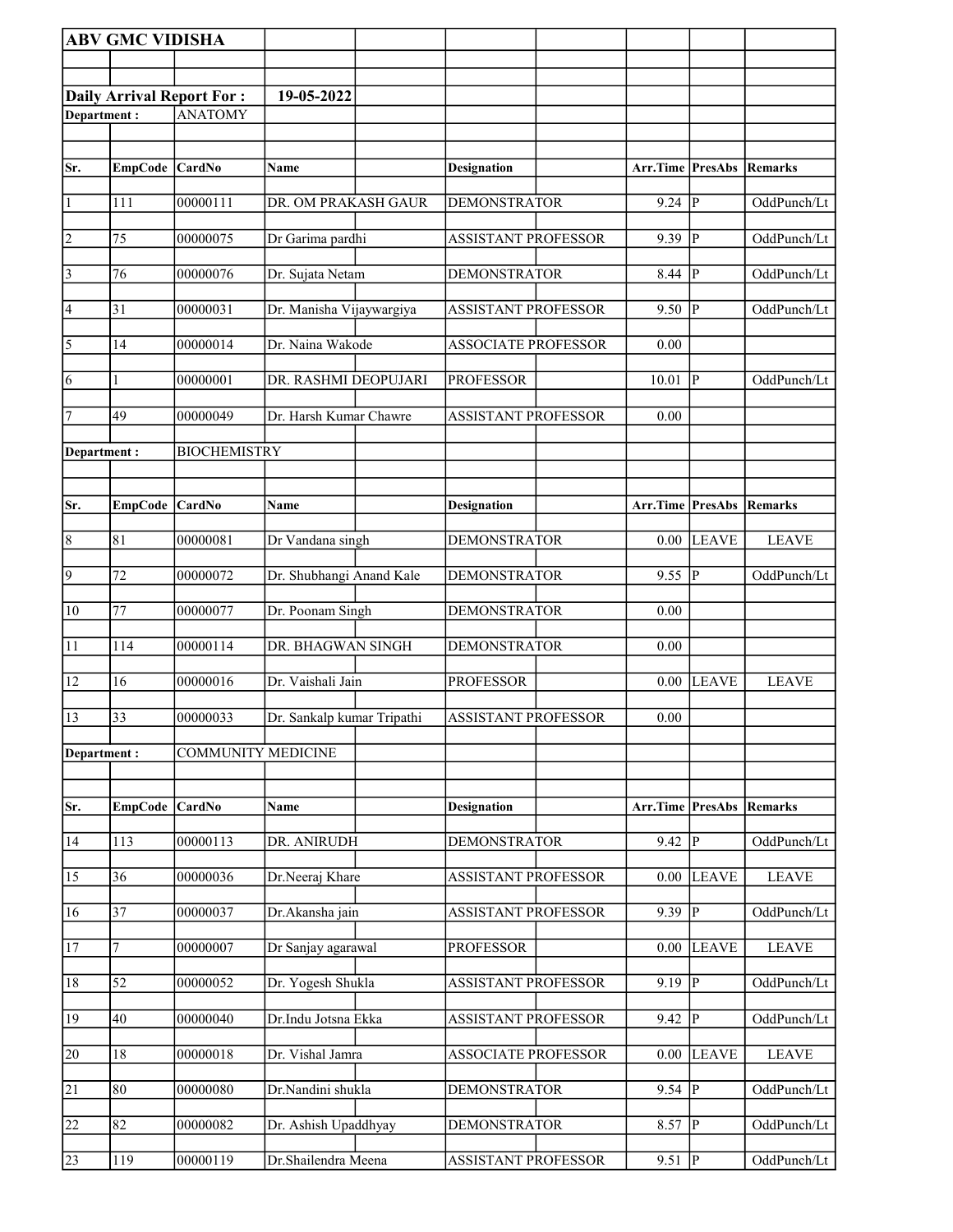**ABV GMC VIDISHA**

**Daily Arrival Report For :** **19-05-2022**

**Department :** ANATOMY

| Sr. | EmpCode | CardNo | Name | Designation | Arr.Time | PresAbs | Remarks |
|---|---|---|---|---|---|---|---|
| 1 | 111 | 00000111 | DR. OM PRAKASH GAUR | DEMONSTRATOR | 9.24 | P | OddPunch/Lt |
| 2 | 75 | 00000075 | Dr Garima pardhi | ASSISTANT PROFESSOR | 9.39 | P | OddPunch/Lt |
| 3 | 76 | 00000076 | Dr. Sujata Netam | DEMONSTRATOR | 8.44 | P | OddPunch/Lt |
| 4 | 31 | 00000031 | Dr. Manisha Vijaywargiya | ASSISTANT PROFESSOR | 9.50 | P | OddPunch/Lt |
| 5 | 14 | 00000014 | Dr. Naina Wakode | ASSOCIATE PROFESSOR | 0.00 | | |
| 6 | 1 | 00000001 | DR. RASHMI DEOPUJARI | PROFESSOR | 10.01 | P | OddPunch/Lt |
| 7 | 49 | 00000049 | Dr. Harsh Kumar Chawre | ASSISTANT PROFESSOR | 0.00 | | |

**Department :** BIOCHEMISTRY

| Sr. | EmpCode | CardNo | Name | Designation | Arr.Time | PresAbs | Remarks |
|---|---|---|---|---|---|---|---|
| 8 | 81 | 00000081 | Dr Vandana singh | DEMONSTRATOR | 0.00 | LEAVE | LEAVE |
| 9 | 72 | 00000072 | Dr. Shubhangi Anand Kale | DEMONSTRATOR | 9.55 | P | OddPunch/Lt |
| 10 | 77 | 00000077 | Dr. Poonam Singh | DEMONSTRATOR | 0.00 | | |
| 11 | 114 | 00000114 | DR. BHAGWAN SINGH | DEMONSTRATOR | 0.00 | | |
| 12 | 16 | 00000016 | Dr. Vaishali Jain | PROFESSOR | 0.00 | LEAVE | LEAVE |
| 13 | 33 | 00000033 | Dr. Sankalp kumar Tripathi | ASSISTANT PROFESSOR | 0.00 | | |

**Department :** COMMUNITY MEDICINE

| Sr. | EmpCode | CardNo | Name | Designation | Arr.Time | PresAbs | Remarks |
|---|---|---|---|---|---|---|---|
| 14 | 113 | 00000113 | DR. ANIRUDH | DEMONSTRATOR | 9.42 | P | OddPunch/Lt |
| 15 | 36 | 00000036 | Dr.Neeraj Khare | ASSISTANT PROFESSOR | 0.00 | LEAVE | LEAVE |
| 16 | 37 | 00000037 | Dr.Akansha jain | ASSISTANT PROFESSOR | 9.39 | P | OddPunch/Lt |
| 17 | 7 | 00000007 | Dr Sanjay agarawal | PROFESSOR | 0.00 | LEAVE | LEAVE |
| 18 | 52 | 00000052 | Dr. Yogesh Shukla | ASSISTANT PROFESSOR | 9.19 | P | OddPunch/Lt |
| 19 | 40 | 00000040 | Dr.Indu Jotsna Ekka | ASSISTANT PROFESSOR | 9.42 | P | OddPunch/Lt |
| 20 | 18 | 00000018 | Dr. Vishal Jamra | ASSOCIATE PROFESSOR | 0.00 | LEAVE | LEAVE |
| 21 | 80 | 00000080 | Dr.Nandini shukla | DEMONSTRATOR | 9.54 | P | OddPunch/Lt |
| 22 | 82 | 00000082 | Dr. Ashish Upaddhyay | DEMONSTRATOR | 8.57 | P | OddPunch/Lt |
| 23 | 119 | 00000119 | Dr.Shailendra Meena | ASSISTANT PROFESSOR | 9.51 | P | OddPunch/Lt |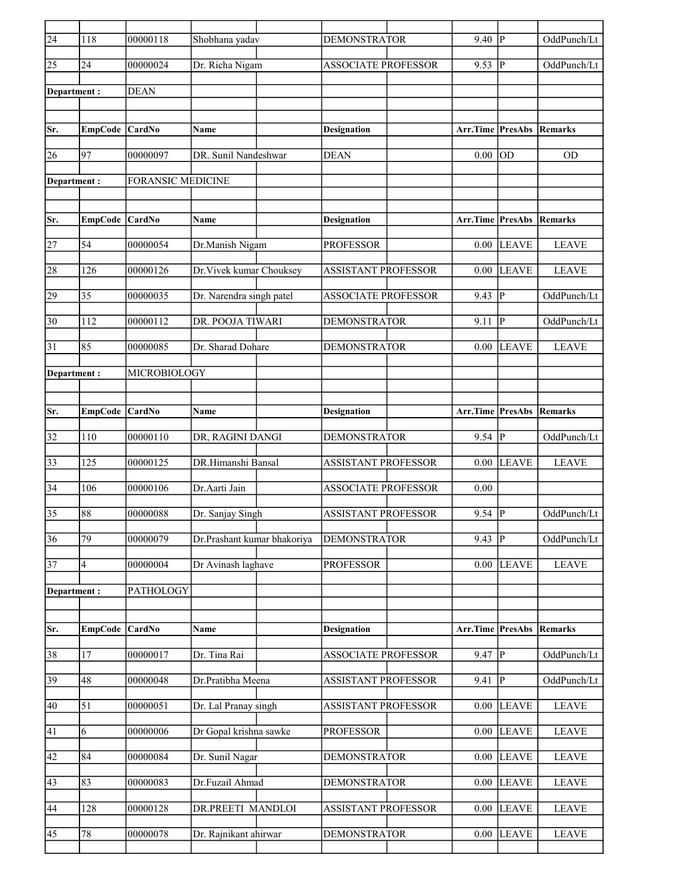| Sr. | EmpCode | CardNo | Name | Designation | Arr.Time | PresAbs | Remarks |
|---|---|---|---|---|---|---|---|
| 24 | 118 | 00000118 | Shobhana yadav | DEMONSTRATOR | 9.40 | P | OddPunch/Lt |
| 25 | 24 | 00000024 | Dr. Richa Nigam | ASSOCIATE PROFESSOR | 9.53 | P | OddPunch/Lt |

**Department :** DEAN

| Sr. | EmpCode | CardNo | Name | Designation | Arr.Time | PresAbs | Remarks |
|---|---|---|---|---|---|---|---|
| 26 | 97 | 00000097 | DR. Sunil Nandeshwar | DEAN | 0.00 | OD | OD |

**Department :** FORANSIC MEDICINE

| Sr. | EmpCode | CardNo | Name | Designation | Arr.Time | PresAbs | Remarks |
|---|---|---|---|---|---|---|---|
| 27 | 54 | 00000054 | Dr.Manish Nigam | PROFESSOR | 0.00 | LEAVE | LEAVE |
| 28 | 126 | 00000126 | Dr.Vivek kumar Chouksey | ASSISTANT PROFESSOR | 0.00 | LEAVE | LEAVE |
| 29 | 35 | 00000035 | Dr. Narendra singh patel | ASSOCIATE PROFESSOR | 9.43 | P | OddPunch/Lt |
| 30 | 112 | 00000112 | DR. POOJA TIWARI | DEMONSTRATOR | 9.11 | P | OddPunch/Lt |
| 31 | 85 | 00000085 | Dr. Sharad Dohare | DEMONSTRATOR | 0.00 | LEAVE | LEAVE |

**Department :** MICROBIOLOGY

| Sr. | EmpCode | CardNo | Name | Designation | Arr.Time | PresAbs | Remarks |
|---|---|---|---|---|---|---|---|
| 32 | 110 | 00000110 | DR, RAGINI DANGI | DEMONSTRATOR | 9.54 | P | OddPunch/Lt |
| 33 | 125 | 00000125 | DR.Himanshi Bansal | ASSISTANT PROFESSOR | 0.00 | LEAVE | LEAVE |
| 34 | 106 | 00000106 | Dr.Aarti Jain | ASSOCIATE PROFESSOR | 0.00 | | |
| 35 | 88 | 00000088 | Dr. Sanjay Singh | ASSISTANT PROFESSOR | 9.54 | P | OddPunch/Lt |
| 36 | 79 | 00000079 | Dr.Prashant kumar bhakoriya | DEMONSTRATOR | 9.43 | P | OddPunch/Lt |
| 37 | 4 | 00000004 | Dr Avinash laghave | PROFESSOR | 0.00 | LEAVE | LEAVE |

**Department :** PATHOLOGY

| Sr. | EmpCode | CardNo | Name | Designation | Arr.Time | PresAbs | Remarks |
|---|---|---|---|---|---|---|---|
| 38 | 17 | 00000017 | Dr. Tina Rai | ASSOCIATE PROFESSOR | 9.47 | P | OddPunch/Lt |
| 39 | 48 | 00000048 | Dr.Pratibha Meena | ASSISTANT PROFESSOR | 9.41 | P | OddPunch/Lt |
| 40 | 51 | 00000051 | Dr. Lal Pranay singh | ASSISTANT PROFESSOR | 0.00 | LEAVE | LEAVE |
| 41 | 6 | 00000006 | Dr Gopal krishna sawke | PROFESSOR | 0.00 | LEAVE | LEAVE |
| 42 | 84 | 00000084 | Dr. Sunil Nagar | DEMONSTRATOR | 0.00 | LEAVE | LEAVE |
| 43 | 83 | 00000083 | Dr.Fuzail Ahmad | DEMONSTRATOR | 0.00 | LEAVE | LEAVE |
| 44 | 128 | 00000128 | DR.PREETI MANDLOI | ASSISTANT PROFESSOR | 0.00 | LEAVE | LEAVE |
| 45 | 78 | 00000078 | Dr. Rajnikant ahirwar | DEMONSTRATOR | 0.00 | LEAVE | LEAVE |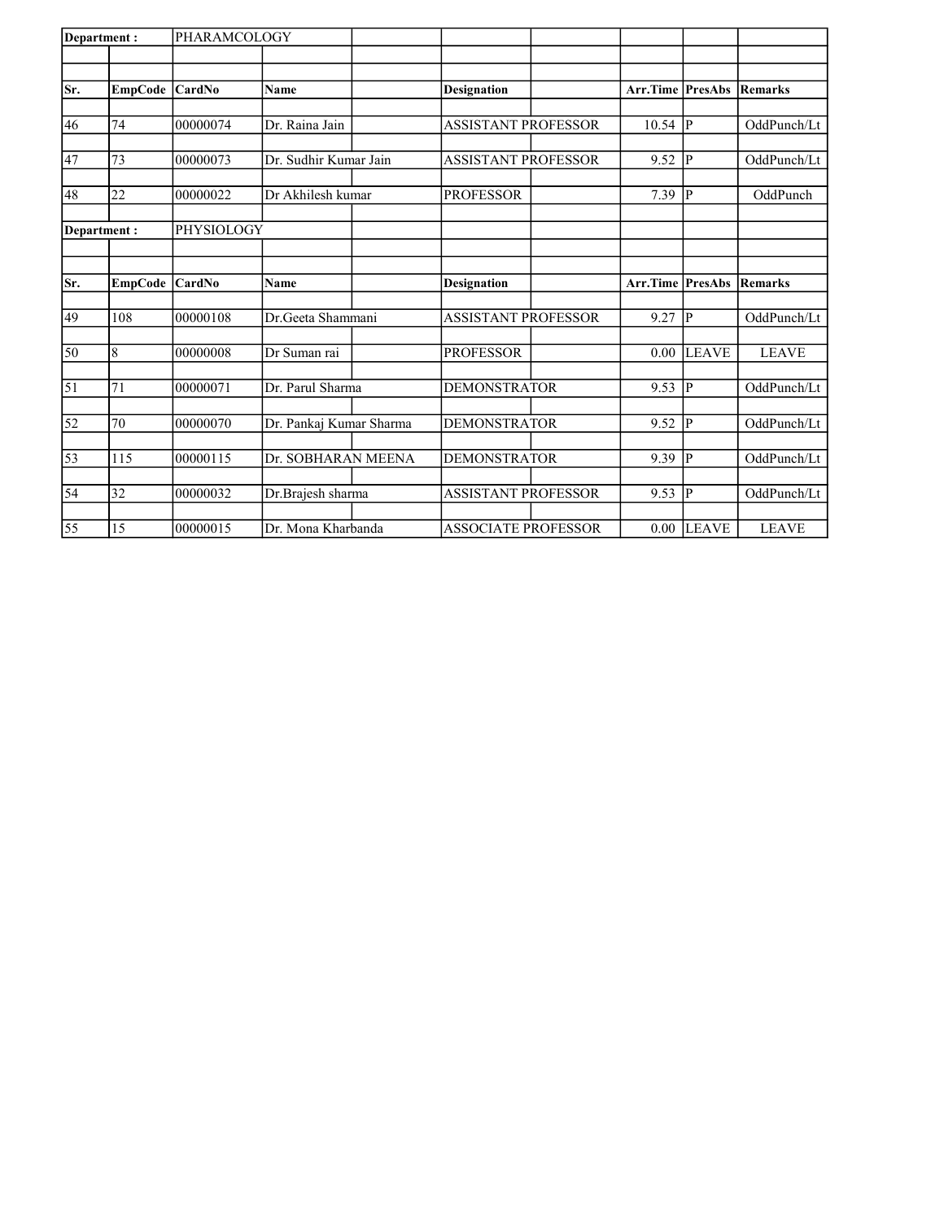| Department : | PHARAMCOLOGY | | | | |
|---|---|---|---|---|---|---|---|
| Sr. | EmpCode | CardNo | Name | Designation | Arr.Time | PresAbs | Remarks |
| 46 | 74 | 00000074 | Dr. Raina Jain | ASSISTANT PROFESSOR | 10.54 | P | OddPunch/Lt |
| 47 | 73 | 00000073 | Dr. Sudhir Kumar Jain | ASSISTANT PROFESSOR | 9.52 | P | OddPunch/Lt |
| 48 | 22 | 00000022 | Dr Akhilesh kumar | PROFESSOR | 7.39 | P | OddPunch |

| Department : | PHYSIOLOGY | | | | | | |
|---|---|---|---|---|---|---|---|
| Sr. | EmpCode | CardNo | Name | Designation | Arr.Time | PresAbs | Remarks |
| 49 | 108 | 00000108 | Dr.Geeta Shammani | ASSISTANT PROFESSOR | 9.27 | P | OddPunch/Lt |
| 50 | 8 | 00000008 | Dr Suman rai | PROFESSOR | 0.00 | LEAVE | LEAVE |
| 51 | 71 | 00000071 | Dr. Parul Sharma | DEMONSTRATOR | 9.53 | P | OddPunch/Lt |
| 52 | 70 | 00000070 | Dr. Pankaj Kumar Sharma | DEMONSTRATOR | 9.52 | P | OddPunch/Lt |
| 53 | 115 | 00000115 | Dr. SOBHARAN MEENA | DEMONSTRATOR | 9.39 | P | OddPunch/Lt |
| 54 | 32 | 00000032 | Dr.Brajesh sharma | ASSISTANT PROFESSOR | 9.53 | P | OddPunch/Lt |
| 55 | 15 | 00000015 | Dr. Mona Kharbanda | ASSOCIATE PROFESSOR | 0.00 | LEAVE | LEAVE |